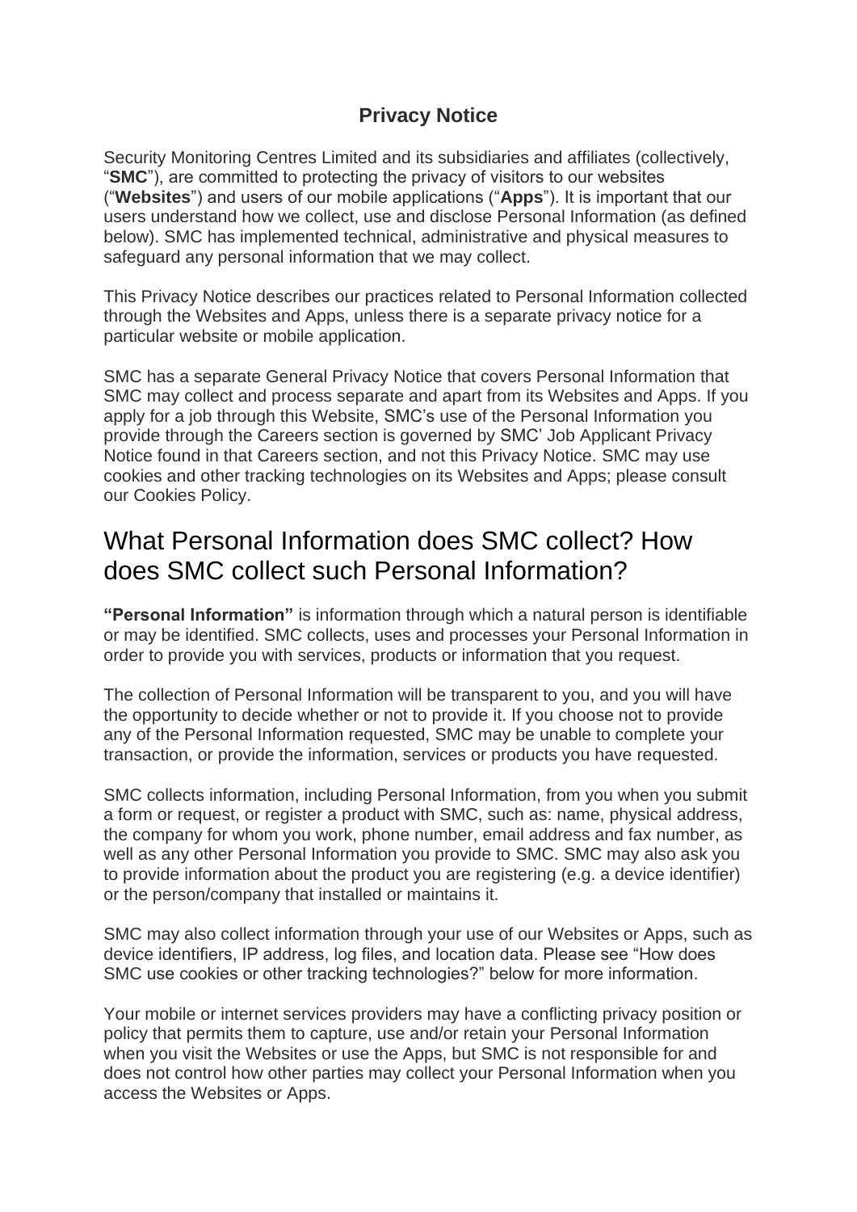# Privacy Notice

Security Monitoring Centres Limited and its subsidiaries and affiliates (collectively, "**SMC**"), are committed to protecting the privacy of visitors to our websites ("**Websites**") and users of our mobile applications ("**Apps**"). It is important that our users understand how we collect, use and disclose Personal Information (as defined below). SMC has implemented technical, administrative and physical measures to safeguard any personal information that we may collect.

This Privacy Notice describes our practices related to Personal Information collected through the Websites and Apps, unless there is a separate privacy notice for a particular website or mobile application.

SMC has a separate General Privacy Notice that covers Personal Information that SMC may collect and process separate and apart from its Websites and Apps. If you apply for a job through this Website, SMC's use of the Personal Information you provide through the Careers section is governed by SMC' Job Applicant Privacy Notice found in that Careers section, and not this Privacy Notice. SMC may use cookies and other tracking technologies on its Websites and Apps; please consult our Cookies Policy.

## What Personal Information does SMC collect? How does SMC collect such Personal Information?

**"Personal Information"** is information through which a natural person is identifiable or may be identified. SMC collects, uses and processes your Personal Information in order to provide you with services, products or information that you request.

The collection of Personal Information will be transparent to you, and you will have the opportunity to decide whether or not to provide it. If you choose not to provide any of the Personal Information requested, SMC may be unable to complete your transaction, or provide the information, services or products you have requested.

SMC collects information, including Personal Information, from you when you submit a form or request, or register a product with SMC, such as: name, physical address, the company for whom you work, phone number, email address and fax number, as well as any other Personal Information you provide to SMC. SMC may also ask you to provide information about the product you are registering (e.g. a device identifier) or the person/company that installed or maintains it.

SMC may also collect information through your use of our Websites or Apps, such as device identifiers, IP address, log files, and location data. Please see "How does SMC use cookies or other tracking technologies?" below for more information.

Your mobile or internet services providers may have a conflicting privacy position or policy that permits them to capture, use and/or retain your Personal Information when you visit the Websites or use the Apps, but SMC is not responsible for and does not control how other parties may collect your Personal Information when you access the Websites or Apps.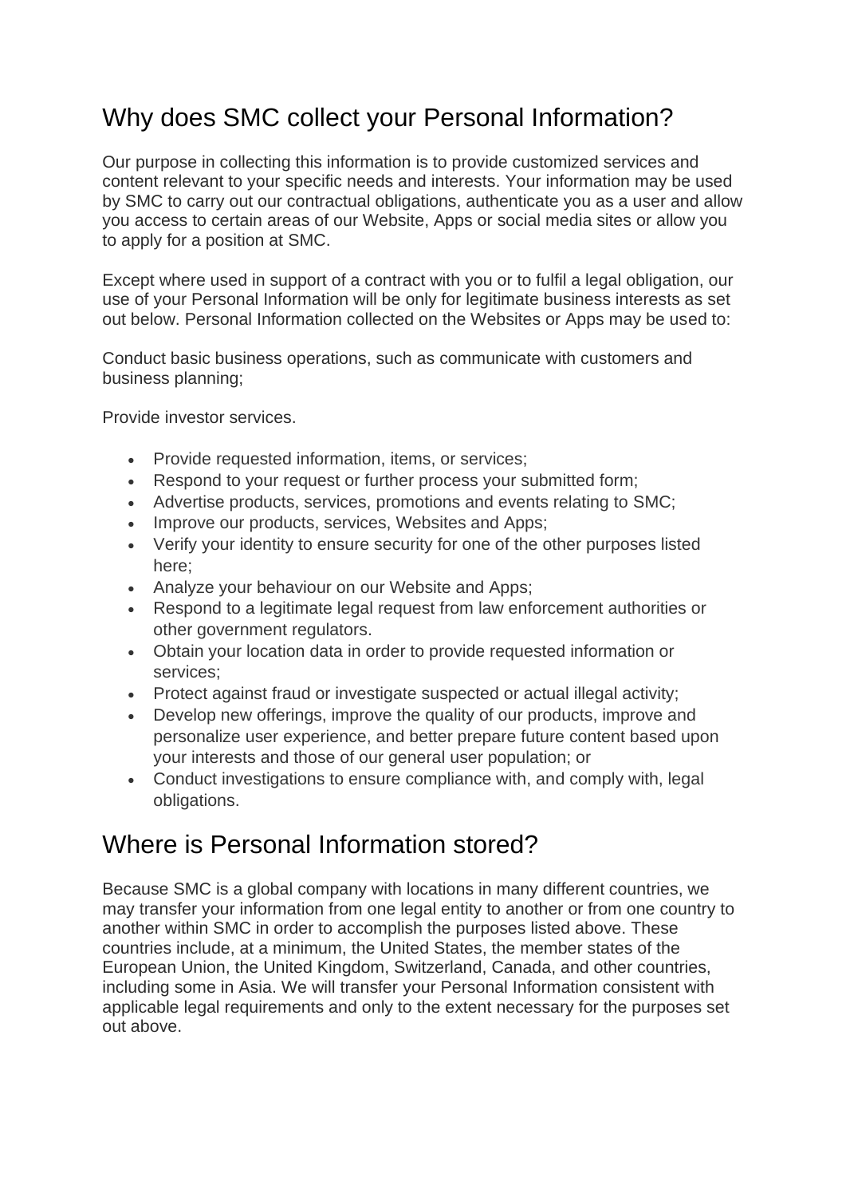## Why does SMC collect your Personal Information?

Our purpose in collecting this information is to provide customized services and content relevant to your specific needs and interests. Your information may be used by SMC to carry out our contractual obligations, authenticate you as a user and allow you access to certain areas of our Website, Apps or social media sites or allow you to apply for a position at SMC.

Except where used in support of a contract with you or to fulfil a legal obligation, our use of your Personal Information will be only for legitimate business interests as set out below. Personal Information collected on the Websites or Apps may be used to:

Conduct basic business operations, such as communicate with customers and business planning;

Provide investor services.

- Provide requested information, items, or services;
- Respond to your request or further process your submitted form;
- Advertise products, services, promotions and events relating to SMC;
- Improve our products, services, Websites and Apps;
- Verify your identity to ensure security for one of the other purposes listed here;
- Analyze your behaviour on our Website and Apps;
- Respond to a legitimate legal request from law enforcement authorities or other government regulators.
- Obtain your location data in order to provide requested information or services;
- Protect against fraud or investigate suspected or actual illegal activity;
- Develop new offerings, improve the quality of our products, improve and personalize user experience, and better prepare future content based upon your interests and those of our general user population; or
- Conduct investigations to ensure compliance with, and comply with, legal obligations.

## Where is Personal Information stored?

Because SMC is a global company with locations in many different countries, we may transfer your information from one legal entity to another or from one country to another within SMC in order to accomplish the purposes listed above. These countries include, at a minimum, the United States, the member states of the European Union, the United Kingdom, Switzerland, Canada, and other countries, including some in Asia. We will transfer your Personal Information consistent with applicable legal requirements and only to the extent necessary for the purposes set out above.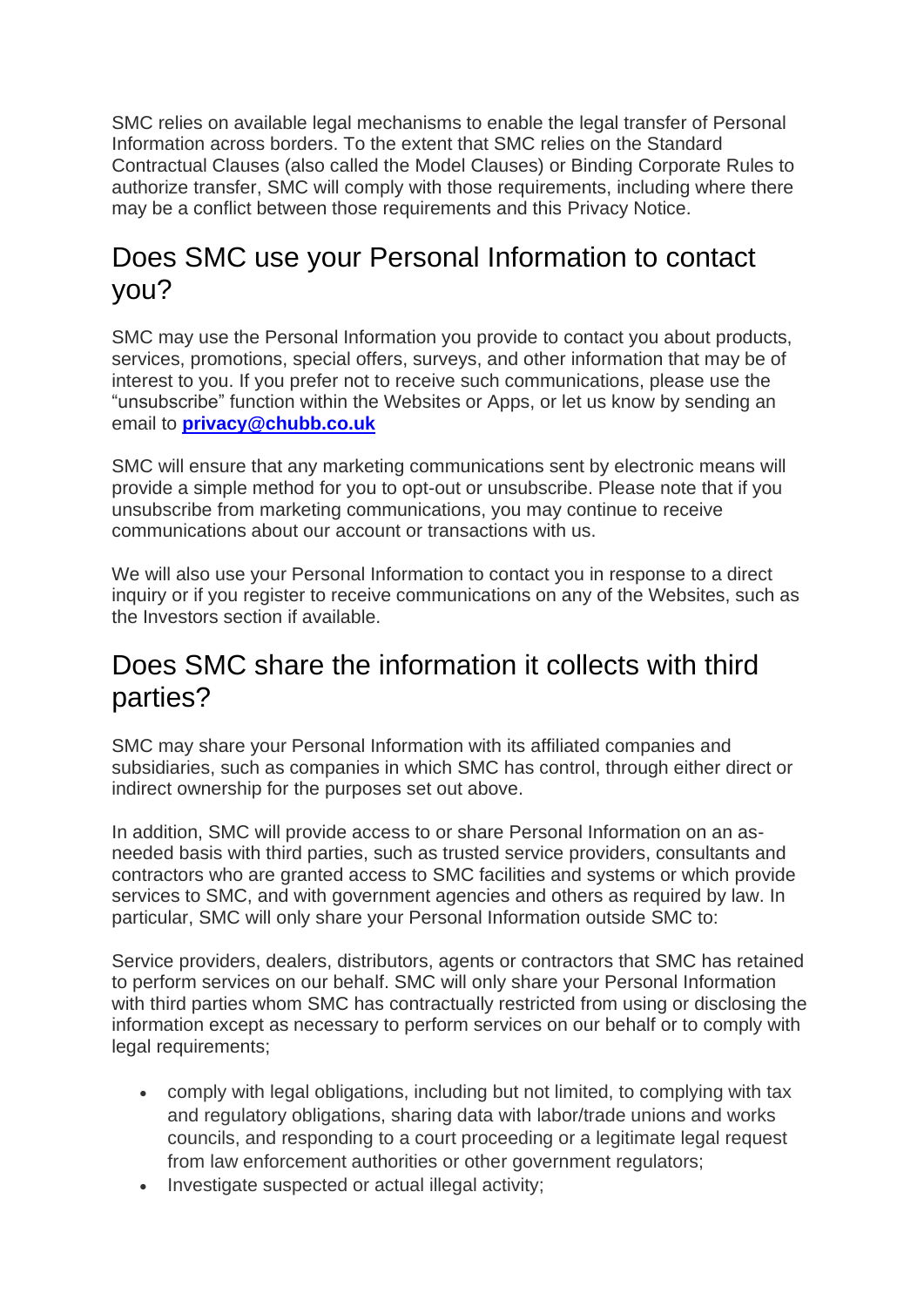SMC relies on available legal mechanisms to enable the legal transfer of Personal Information across borders. To the extent that SMC relies on the Standard Contractual Clauses (also called the Model Clauses) or Binding Corporate Rules to authorize transfer, SMC will comply with those requirements, including where there may be a conflict between those requirements and this Privacy Notice.

## Does SMC use your Personal Information to contact you?

SMC may use the Personal Information you provide to contact you about products, services, promotions, special offers, surveys, and other information that may be of interest to you. If you prefer not to receive such communications, please use the "unsubscribe" function within the Websites or Apps, or let us know by sending an email to **privacy@chubb.co.uk**

SMC will ensure that any marketing communications sent by electronic means will provide a simple method for you to opt-out or unsubscribe. Please note that if you unsubscribe from marketing communications, you may continue to receive communications about our account or transactions with us.

We will also use your Personal Information to contact you in response to a direct inquiry or if you register to receive communications on any of the Websites, such as the Investors section if available.

## Does SMC share the information it collects with third parties?

SMC may share your Personal Information with its affiliated companies and subsidiaries, such as companies in which SMC has control, through either direct or indirect ownership for the purposes set out above.

In addition, SMC will provide access to or share Personal Information on an as-needed basis with third parties, such as trusted service providers, consultants and contractors who are granted access to SMC facilities and systems or which provide services to SMC, and with government agencies and others as required by law. In particular, SMC will only share your Personal Information outside SMC to:

Service providers, dealers, distributors, agents or contractors that SMC has retained to perform services on our behalf. SMC will only share your Personal Information with third parties whom SMC has contractually restricted from using or disclosing the information except as necessary to perform services on our behalf or to comply with legal requirements;

- comply with legal obligations, including but not limited, to complying with tax and regulatory obligations, sharing data with labor/trade unions and works councils, and responding to a court proceeding or a legitimate legal request from law enforcement authorities or other government regulators;
- Investigate suspected or actual illegal activity;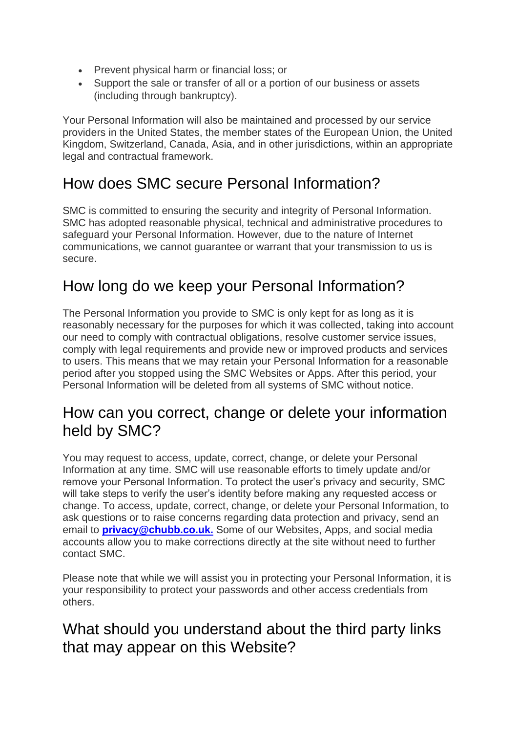- Prevent physical harm or financial loss; or
- Support the sale or transfer of all or a portion of our business or assets (including through bankruptcy).

Your Personal Information will also be maintained and processed by our service providers in the United States, the member states of the European Union, the United Kingdom, Switzerland, Canada, Asia, and in other jurisdictions, within an appropriate legal and contractual framework.

## How does SMC secure Personal Information?

SMC is committed to ensuring the security and integrity of Personal Information. SMC has adopted reasonable physical, technical and administrative procedures to safeguard your Personal Information. However, due to the nature of Internet communications, we cannot guarantee or warrant that your transmission to us is secure.

## How long do we keep your Personal Information?

The Personal Information you provide to SMC is only kept for as long as it is reasonably necessary for the purposes for which it was collected, taking into account our need to comply with contractual obligations, resolve customer service issues, comply with legal requirements and provide new or improved products and services to users. This means that we may retain your Personal Information for a reasonable period after you stopped using the SMC Websites or Apps. After this period, your Personal Information will be deleted from all systems of SMC without notice.

## How can you correct, change or delete your information held by SMC?

You may request to access, update, correct, change, or delete your Personal Information at any time. SMC will use reasonable efforts to timely update and/or remove your Personal Information. To protect the user's privacy and security, SMC will take steps to verify the user's identity before making any requested access or change. To access, update, correct, change, or delete your Personal Information, to ask questions or to raise concerns regarding data protection and privacy, send an email to **privacy@chubb.co.uk.** Some of our Websites, Apps, and social media accounts allow you to make corrections directly at the site without need to further contact SMC.

Please note that while we will assist you in protecting your Personal Information, it is your responsibility to protect your passwords and other access credentials from others.

## What should you understand about the third party links that may appear on this Website?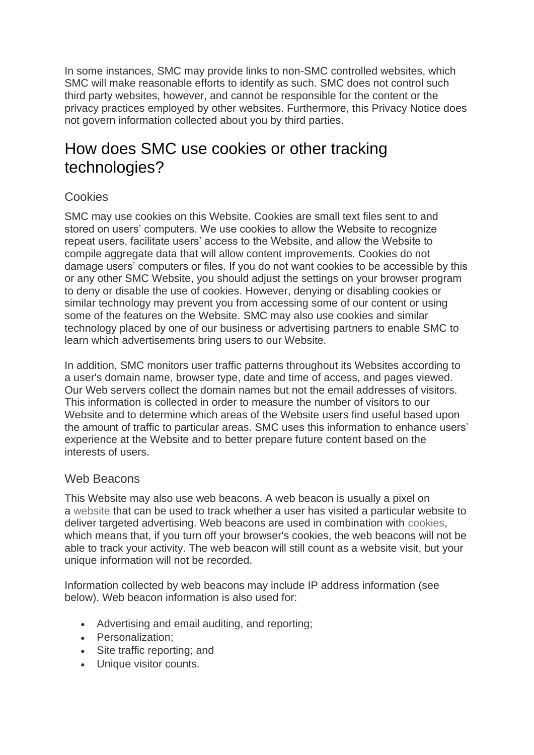In some instances, SMC may provide links to non-SMC controlled websites, which SMC will make reasonable efforts to identify as such. SMC does not control such third party websites, however, and cannot be responsible for the content or the privacy practices employed by other websites. Furthermore, this Privacy Notice does not govern information collected about you by third parties.

## How does SMC use cookies or other tracking technologies?

### Cookies

SMC may use cookies on this Website. Cookies are small text files sent to and stored on users' computers. We use cookies to allow the Website to recognize repeat users, facilitate users' access to the Website, and allow the Website to compile aggregate data that will allow content improvements. Cookies do not damage users' computers or files. If you do not want cookies to be accessible by this or any other SMC Website, you should adjust the settings on your browser program to deny or disable the use of cookies. However, denying or disabling cookies or similar technology may prevent you from accessing some of our content or using some of the features on the Website. SMC may also use cookies and similar technology placed by one of our business or advertising partners to enable SMC to learn which advertisements bring users to our Website.

In addition, SMC monitors user traffic patterns throughout its Websites according to a user's domain name, browser type, date and time of access, and pages viewed. Our Web servers collect the domain names but not the email addresses of visitors. This information is collected in order to measure the number of visitors to our Website and to determine which areas of the Website users find useful based upon the amount of traffic to particular areas. SMC uses this information to enhance users' experience at the Website and to better prepare future content based on the interests of users.

### Web Beacons

This Website may also use web beacons. A web beacon is usually a pixel on a website that can be used to track whether a user has visited a particular website to deliver targeted advertising. Web beacons are used in combination with cookies, which means that, if you turn off your browser's cookies, the web beacons will not be able to track your activity. The web beacon will still count as a website visit, but your unique information will not be recorded.

Information collected by web beacons may include IP address information (see below). Web beacon information is also used for:

- Advertising and email auditing, and reporting;
- Personalization;
- Site traffic reporting; and
- Unique visitor counts.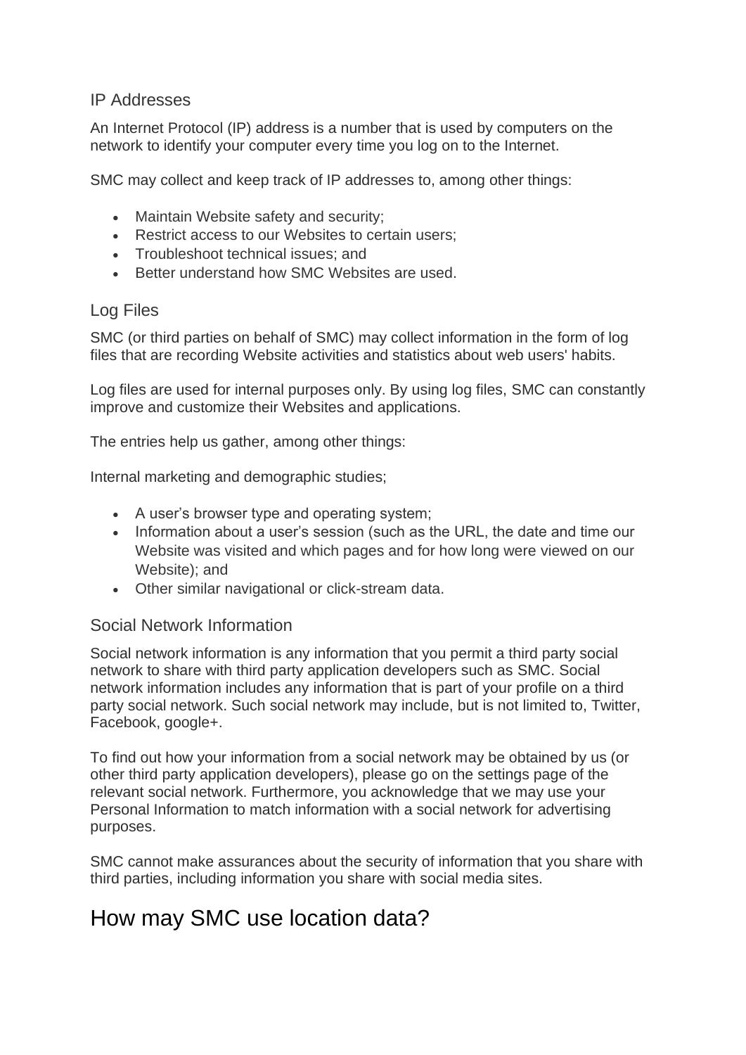### IP Addresses

An Internet Protocol (IP) address is a number that is used by computers on the network to identify your computer every time you log on to the Internet.

SMC may collect and keep track of IP addresses to, among other things:

- Maintain Website safety and security;
- Restrict access to our Websites to certain users;
- Troubleshoot technical issues; and
- Better understand how SMC Websites are used.

### Log Files

SMC (or third parties on behalf of SMC) may collect information in the form of log files that are recording Website activities and statistics about web users' habits.

Log files are used for internal purposes only. By using log files, SMC can constantly improve and customize their Websites and applications.

The entries help us gather, among other things:

Internal marketing and demographic studies;

- A user's browser type and operating system;
- Information about a user's session (such as the URL, the date and time our Website was visited and which pages and for how long were viewed on our Website); and
- Other similar navigational or click-stream data.

### Social Network Information

Social network information is any information that you permit a third party social network to share with third party application developers such as SMC. Social network information includes any information that is part of your profile on a third party social network. Such social network may include, but is not limited to, Twitter, Facebook, google+.

To find out how your information from a social network may be obtained by us (or other third party application developers), please go on the settings page of the relevant social network. Furthermore, you acknowledge that we may use your Personal Information to match information with a social network for advertising purposes.

SMC cannot make assurances about the security of information that you share with third parties, including information you share with social media sites.

## How may SMC use location data?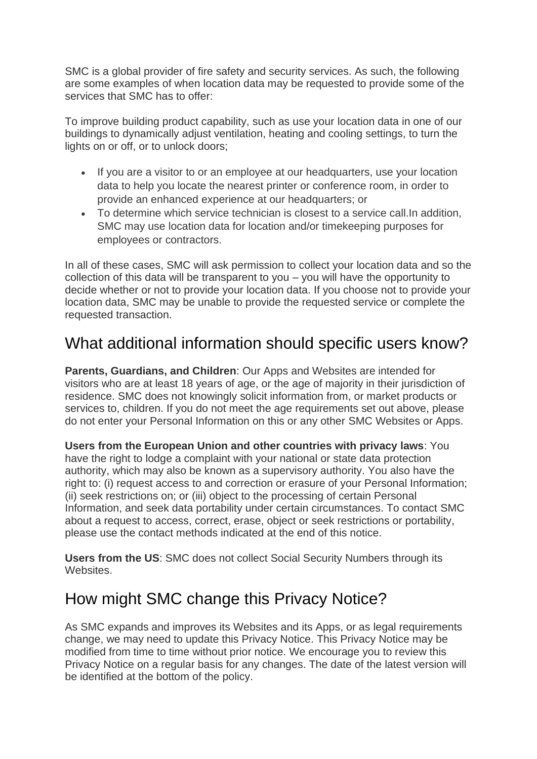SMC is a global provider of fire safety and security services. As such, the following are some examples of when location data may be requested to provide some of the services that SMC has to offer:

To improve building product capability, such as use your location data in one of our buildings to dynamically adjust ventilation, heating and cooling settings, to turn the lights on or off, or to unlock doors;

- If you are a visitor to or an employee at our headquarters, use your location data to help you locate the nearest printer or conference room, in order to provide an enhanced experience at our headquarters; or
- To determine which service technician is closest to a service call.In addition, SMC may use location data for location and/or timekeeping purposes for employees or contractors.

In all of these cases, SMC will ask permission to collect your location data and so the collection of this data will be transparent to you – you will have the opportunity to decide whether or not to provide your location data. If you choose not to provide your location data, SMC may be unable to provide the requested service or complete the requested transaction.

## What additional information should specific users know?

**Parents, Guardians, and Children**: Our Apps and Websites are intended for visitors who are at least 18 years of age, or the age of majority in their jurisdiction of residence. SMC does not knowingly solicit information from, or market products or services to, children. If you do not meet the age requirements set out above, please do not enter your Personal Information on this or any other SMC Websites or Apps.

**Users from the European Union and other countries with privacy laws**: You have the right to lodge a complaint with your national or state data protection authority, which may also be known as a supervisory authority. You also have the right to: (i) request access to and correction or erasure of your Personal Information; (ii) seek restrictions on; or (iii) object to the processing of certain Personal Information, and seek data portability under certain circumstances. To contact SMC about a request to access, correct, erase, object or seek restrictions or portability, please use the contact methods indicated at the end of this notice.

**Users from the US**: SMC does not collect Social Security Numbers through its Websites.

## How might SMC change this Privacy Notice?

As SMC expands and improves its Websites and its Apps, or as legal requirements change, we may need to update this Privacy Notice. This Privacy Notice may be modified from time to time without prior notice. We encourage you to review this Privacy Notice on a regular basis for any changes. The date of the latest version will be identified at the bottom of the policy.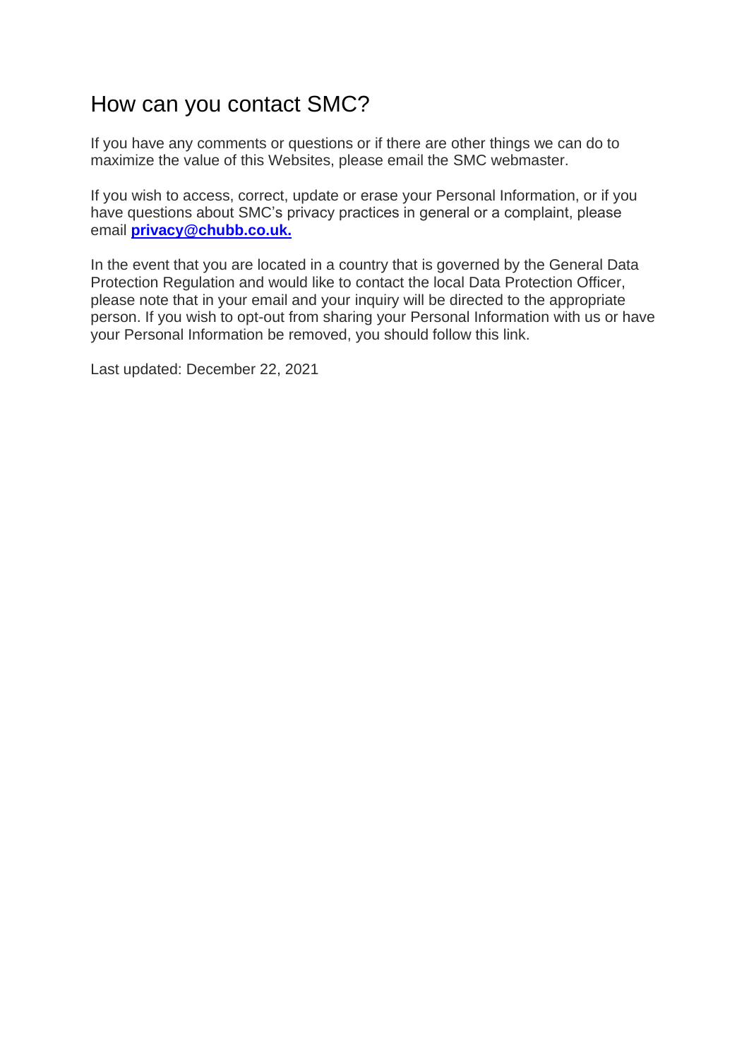## How can you contact SMC?

If you have any comments or questions or if there are other things we can do to maximize the value of this Websites, please email the SMC webmaster.

If you wish to access, correct, update or erase your Personal Information, or if you have questions about SMC's privacy practices in general or a complaint, please email **privacy@chubb.co.uk.**

In the event that you are located in a country that is governed by the General Data Protection Regulation and would like to contact the local Data Protection Officer, please note that in your email and your inquiry will be directed to the appropriate person. If you wish to opt-out from sharing your Personal Information with us or have your Personal Information be removed, you should follow this link.

Last updated: December 22, 2021